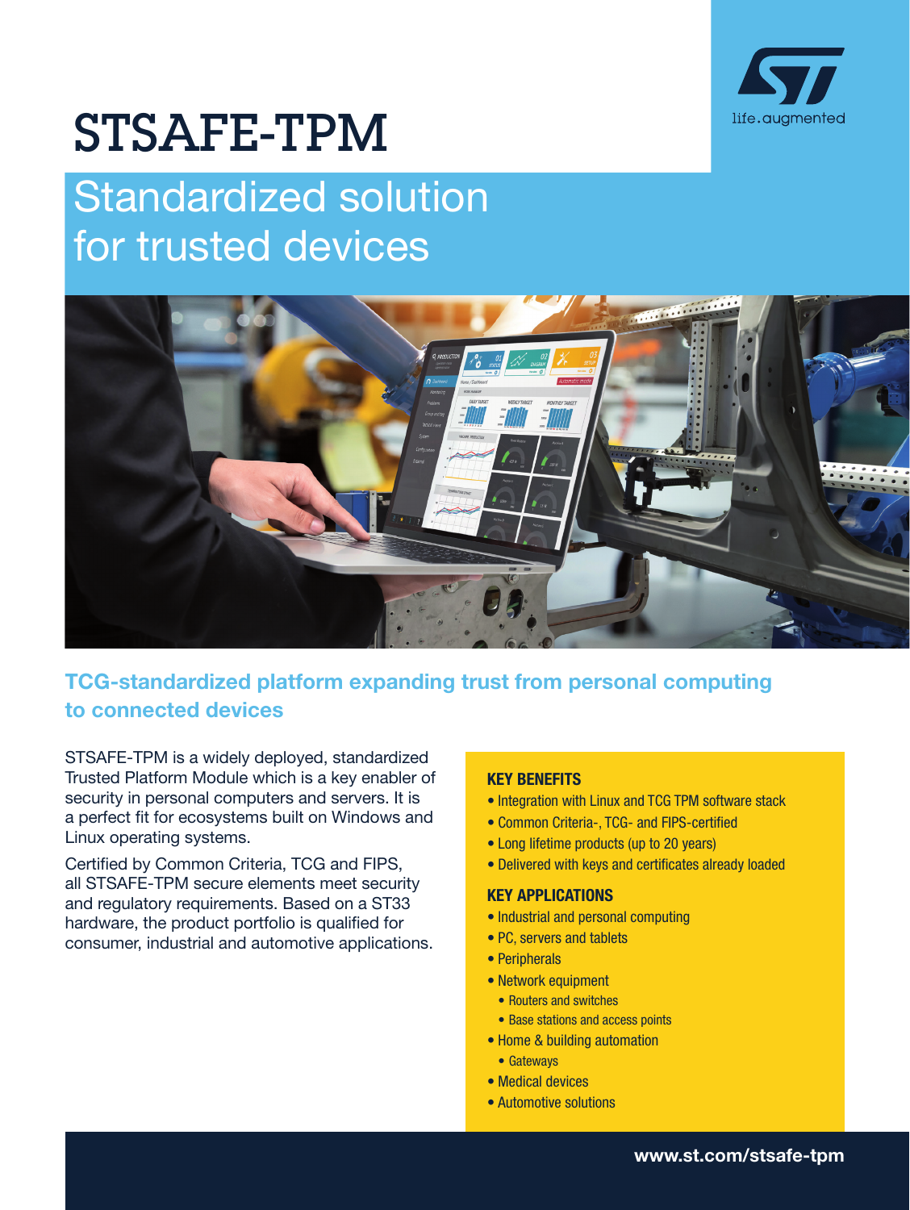# STSAFE-TPM

## Standardized solution for trusted devices

### TCG-standardized platform expanding trust from personal computing to connected devices

STSAFE-TPM is a widely deployed, standardized Trusted Platform Module which is a key enabler of security in personal computers and servers. It is a perfect fit for ecosystems built on Windows and Linux operating systems.

Certified by Common Criteria, TCG and FIPS, all STSAFE-TPM secure elements meet security and regulatory requirements. Based on a ST33 hardware, the product portfolio is qualified for consumer, industrial and automotive applications.

#### KEY BENEFITS

- Integration with Linux and TCG TPM software stack
- Common Criteria-, TCG- and FIPS-certified
- Long lifetime products (up to 20 years)
- Delivered with keys and certificates already loaded

#### KEY APPLICATIONS

- Industrial and personal computing
- PC, servers and tablets
- Peripherals
- Network equipment
  - Routers and switches
  - Base stations and access points
- Home & building automation
  - Gateways
- Medical devices
- Automotive solutions

www.st.com/stsafe-tpm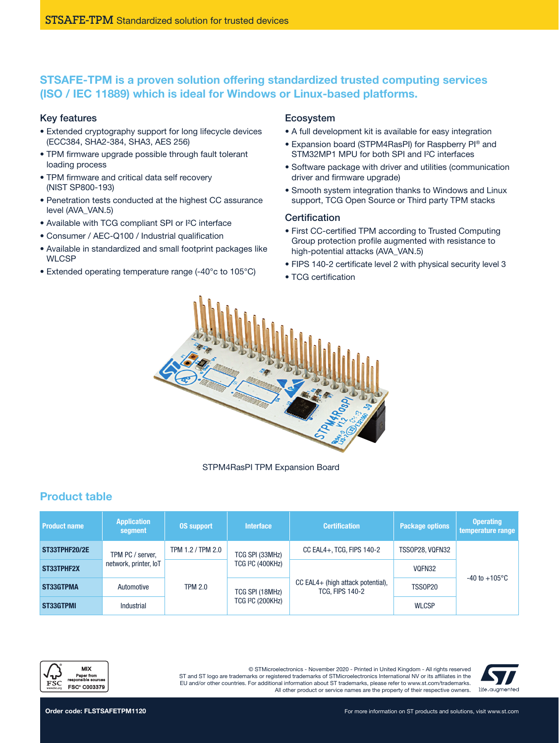## STSAFE-TPM is a proven solution offering standardized trusted computing services (ISO / IEC 11889) which is ideal for Windows or Linux-based platforms.

### Key features

- Extended cryptography support for long lifecycle devices (ECC384, SHA2-384, SHA3, AES 256)
- TPM firmware upgrade possible through fault tolerant loading process
- TPM firmware and critical data self recovery (NIST SP800-193)
- Penetration tests conducted at the highest CC assurance level (AVA_VAN.5)
- Available with TCG compliant SPI or I²C interface
- Consumer / AEC-Q100 / Industrial qualification
- Available in standardized and small footprint packages like WLCSP
- Extended operating temperature range (-40°c to 105°C)

### Ecosystem

- A full development kit is available for easy integration
- Expansion board (STPM4RasPI) for Raspberry PI® and STM32MP1 MPU for both SPI and I²C interfaces
- Software package with driver and utilities (communication driver and firmware upgrade)
- Smooth system integration thanks to Windows and Linux support, TCG Open Source or Third party TPM stacks

### Certification

- First CC-certified TPM according to Trusted Computing Group protection profile augmented with resistance to high-potential attacks (AVA_VAN.5)
- FIPS 140-2 certificate level 2 with physical security level 3
- TCG certification

STPM4RasPI TPM Expansion Board

## Product table

| Product name | Application segment | OS support | Interface | Certification | Package options | Operating temperature range |
|---|---|---|---|---|---|---|
| ST33TPHF20/2E | TPM PC / server, network, printer, IoT | TPM 1.2 / TPM 2.0 | TCG SPI (33MHz) TCG I²C (400KHz) | CC EAL4+, TCG, FIPS 140-2 | TSSOP28, VQFN32 | -40 to +105°C |
| ST33TPHF2X | | TPM 2.0 | | CC EAL4+ (high attack potential), TCG, FIPS 140-2 | VQFN32 | |
| ST33GTPMA | Automotive | | TCG SPI (18MHz) TCG I²C (200KHz) | | TSSOP20 | |
| ST33GTPMI | Industrial | | | | WLCSP | |

© STMicroelectronics - November 2020 - Printed in United Kingdom - All rights reserved
ST and ST logo are trademarks or registered trademarks of STMicroelectronics International NV or its affiliates in the EU and/or other countries. For additional information about ST trademarks, please refer to www.st.com/trademarks. All other product or service names are the property of their respective owners.

Order code: FLSTSAFETPM1120

For more information on ST products and solutions, visit www.st.com